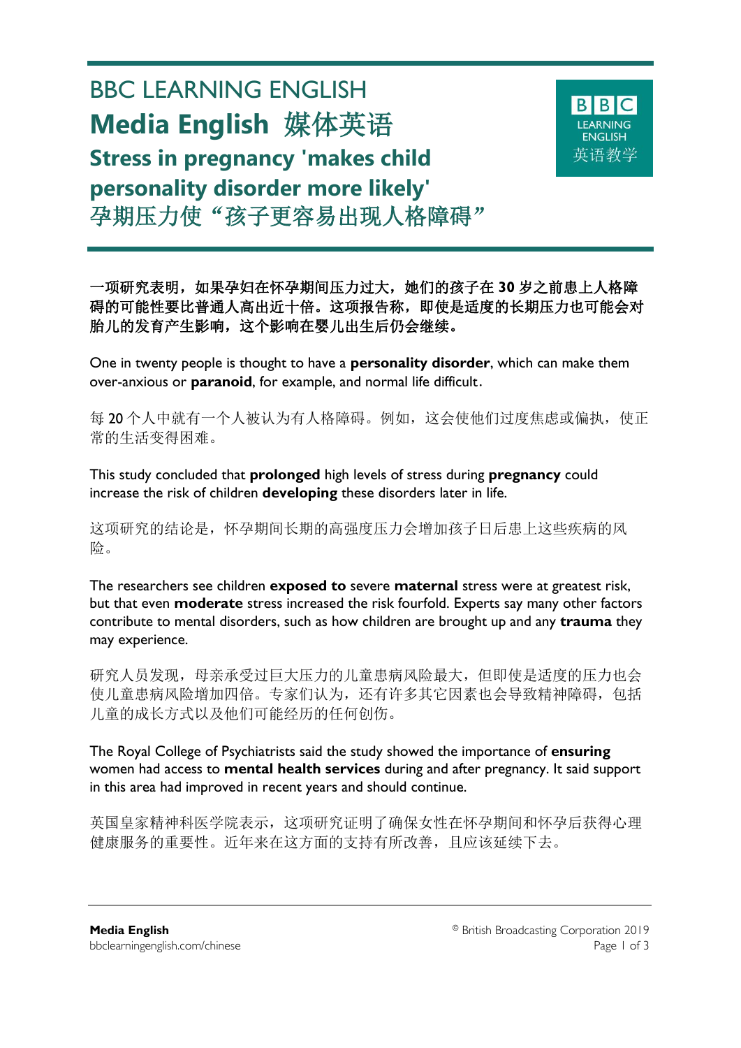



一项研究表明,如果孕妇在怀孕期间压力过大,她们的孩子在 **30** 岁之前患上人格障 碍的可能性要比普通人高出近十倍。这项报告称,即使是适度的长期压力也可能会对 胎儿的发育产生影响,这个影响在婴儿出生后仍会继续。

One in twenty people is thought to have a **personality disorder**, which can make them over-anxious or **paranoid**, for example, and normal life difficult.

每 20 个人中就有一个人被认为有人格障碍。例如, 这会使他们过度焦虑或偏执, 使正 常的生活变得困难。

This study concluded that **prolonged** high levels of stress during **pregnancy** could increase the risk of children **developing** these disorders later in life.

这项研究的结论是,怀孕期间长期的高强度压力会增加孩子日后患上这些疾病的风 险。

The researchers see children **exposed to** severe **maternal** stress were at greatest risk, but that even **moderate** stress increased the risk fourfold. Experts say many other factors contribute to mental disorders, such as how children are brought up and any **trauma** they may experience.

研究人员发现, 母亲承受过巨大压力的儿童患病风险最大, 但即使是适度的压力也会 使儿童患病风险增加四倍。专家们认为,还有许多其它因素也会导致精神障碍,包括 儿童的成长方式以及他们可能经历的任何创伤。

The Royal College of Psychiatrists said the study showed the importance of **ensuring** women had access to **mental health services** during and after pregnancy. It said support in this area had improved in recent years and should continue.

英国皇家精神科医学院表示,这项研究证明了确保女性在怀孕期间和怀孕后获得心理 健康服务的重要性。近年来在这方面的支持有所改善,且应该延续下去。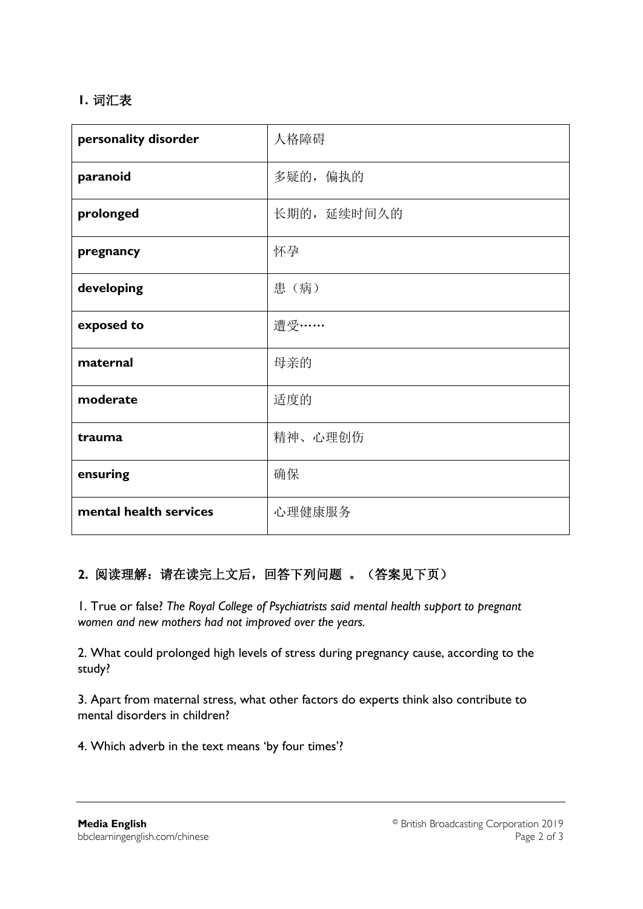# **1.** 词汇表

| personality disorder   | 人格障碍        |
|------------------------|-------------|
| paranoid               | 多疑的, 偏执的    |
| prolonged              | 长期的, 延续时间久的 |
| pregnancy              | 怀孕          |
| developing             | 患(病)        |
| exposed to             | 遭受……        |
| maternal               | 母亲的         |
| moderate               | 适度的         |
| trauma                 | 精神、心理创伤     |
| ensuring               | 确保          |
| mental health services | 心理健康服务      |

# **2.** 阅读理解:请在读完上文后,回答下列问题 。(答案见下页)

1. True or false? *The Royal College of Psychiatrists said mental health support to pregnant women and new mothers had not improved over the years.*

2. What could prolonged high levels of stress during pregnancy cause, according to the study?

3. Apart from maternal stress, what other factors do experts think also contribute to mental disorders in children?

4. Which adverb in the text means 'by four times'?